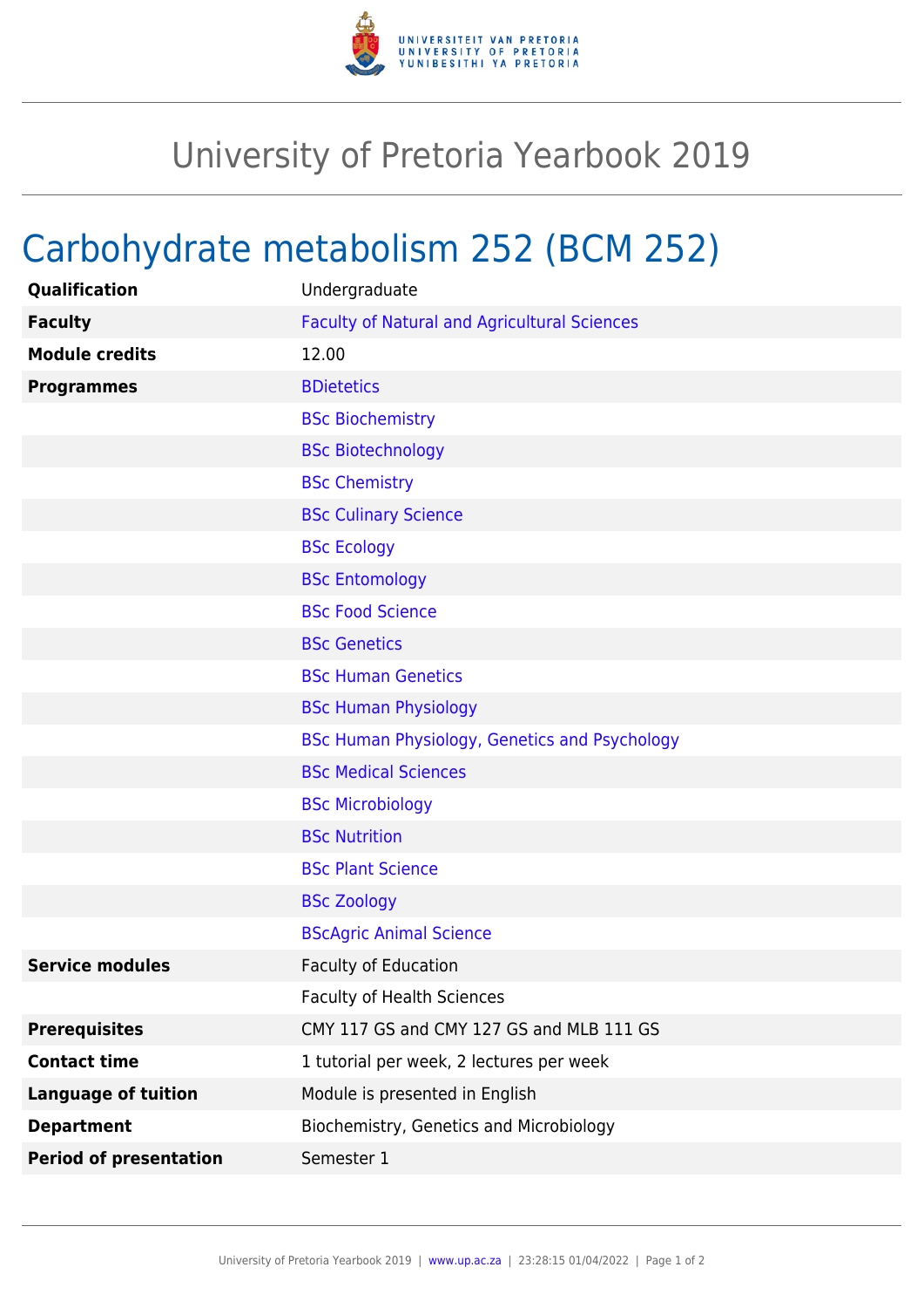# University of Pretoria Yearbook 2019

## Carbohydrate metabolism 252 (BCM 252)

| | |
|---|---|
| **Qualification** | Undergraduate |
| **Faculty** | Faculty of Natural and Agricultural Sciences |
| **Module credits** | 12.00 |
| **Programmes** | BDietetics |
| | BSc Biochemistry |
| | BSc Biotechnology |
| | BSc Chemistry |
| | BSc Culinary Science |
| | BSc Ecology |
| | BSc Entomology |
| | BSc Food Science |
| | BSc Genetics |
| | BSc Human Genetics |
| | BSc Human Physiology |
| | BSc Human Physiology, Genetics and Psychology |
| | BSc Medical Sciences |
| | BSc Microbiology |
| | BSc Nutrition |
| | BSc Plant Science |
| | BSc Zoology |
| | BScAgric Animal Science |
| **Service modules** | Faculty of Education |
| | Faculty of Health Sciences |
| **Prerequisites** | CMY 117 GS and CMY 127 GS and MLB 111 GS |
| **Contact time** | 1 tutorial per week, 2 lectures per week |
| **Language of tuition** | Module is presented in English |
| **Department** | Biochemistry, Genetics and Microbiology |
| **Period of presentation** | Semester 1 |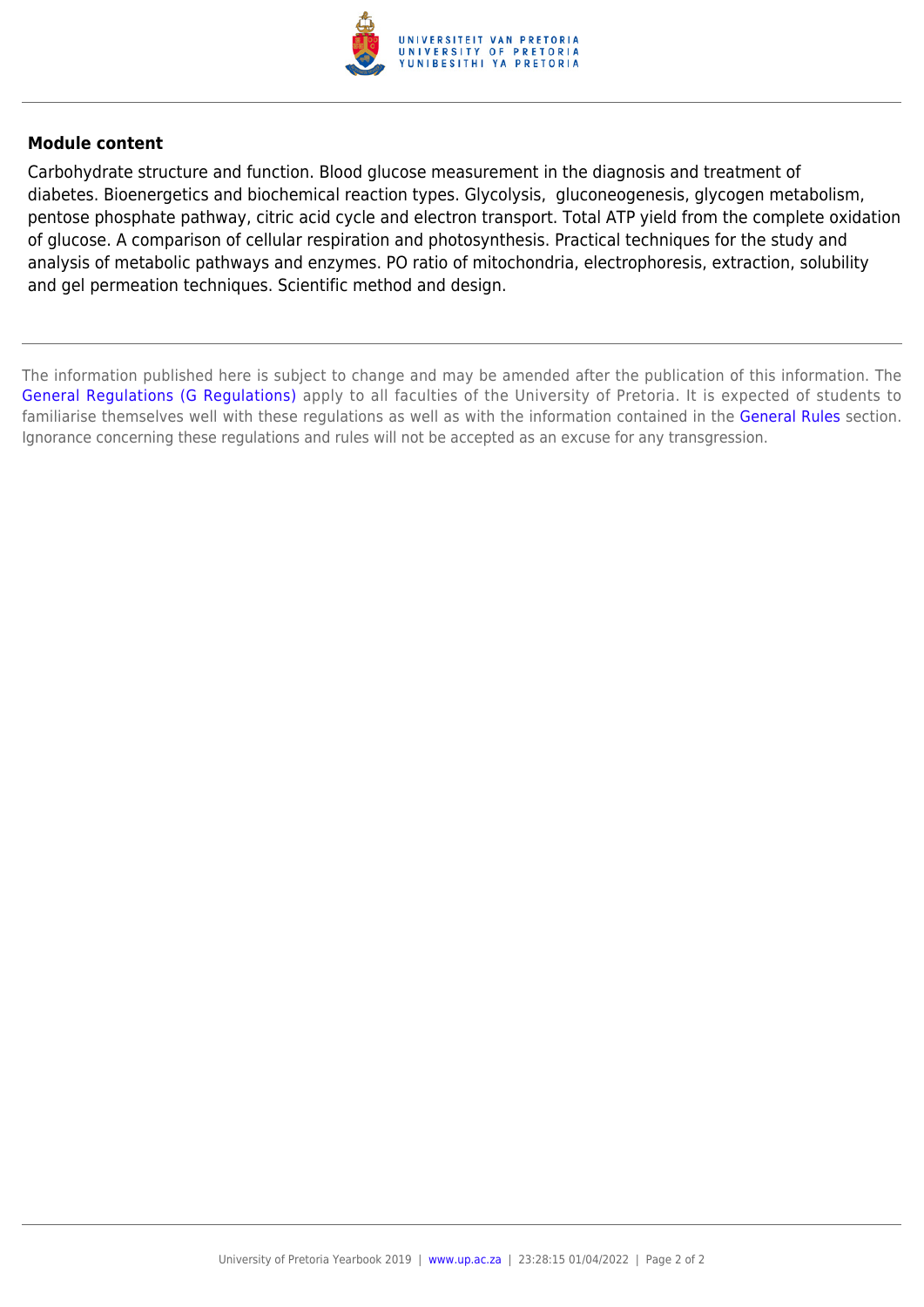## Module content

Carbohydrate structure and function. Blood glucose measurement in the diagnosis and treatment of diabetes. Bioenergetics and biochemical reaction types. Glycolysis, gluconeogenesis, glycogen metabolism, pentose phosphate pathway, citric acid cycle and electron transport. Total ATP yield from the complete oxidation of glucose. A comparison of cellular respiration and photosynthesis. Practical techniques for the study and analysis of metabolic pathways and enzymes. PO ratio of mitochondria, electrophoresis, extraction, solubility and gel permeation techniques. Scientific method and design.

The information published here is subject to change and may be amended after the publication of this information. The General Regulations (G Regulations) apply to all faculties of the University of Pretoria. It is expected of students to familiarise themselves well with these regulations as well as with the information contained in the General Rules section. Ignorance concerning these regulations and rules will not be accepted as an excuse for any transgression.